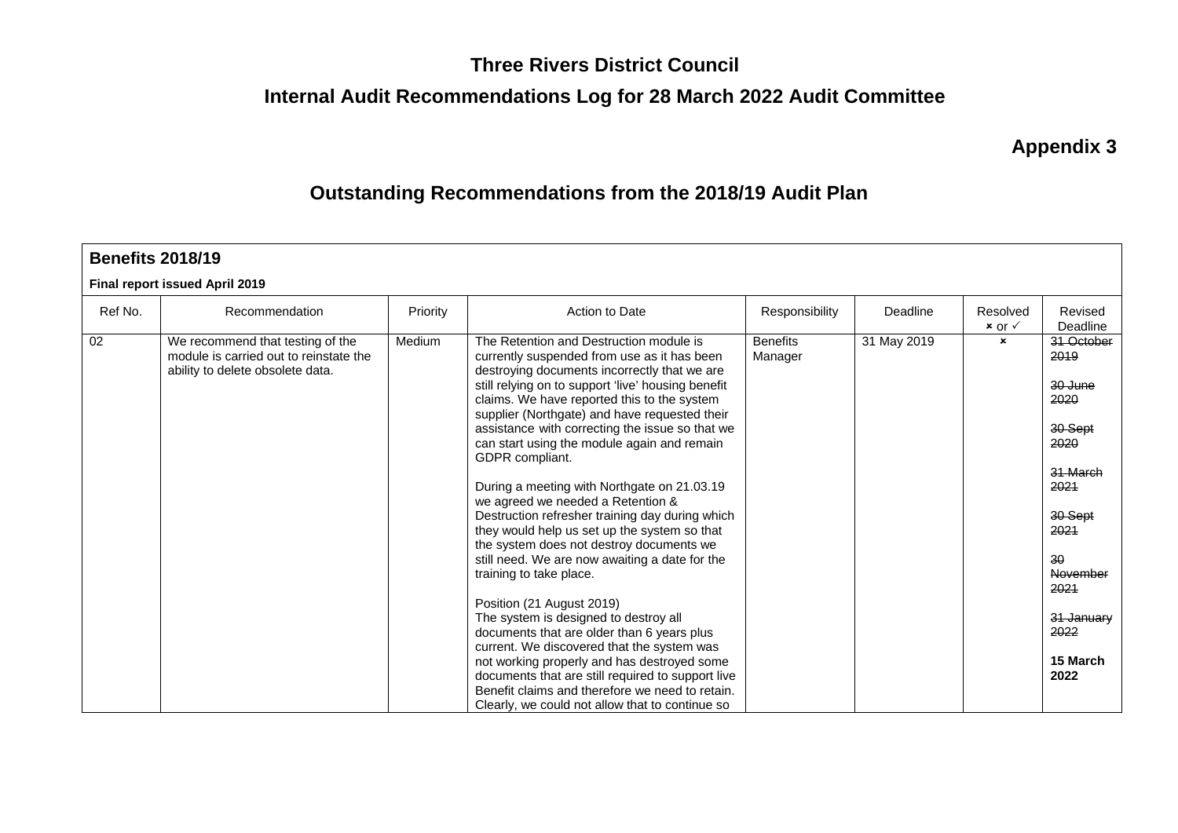# Three Rivers District Council

## Internal Audit Recommendations Log for 28 March 2022 Audit Committee

**Appendix 3**

## Outstanding Recommendations from the 2018/19 Audit Plan

**Benefits 2018/19**

**Final report issued April 2019**

| Ref No. | Recommendation | Priority | Action to Date | Responsibility | Deadline | Resolved × or ✓ | Revised Deadline |
|---|---|---|---|---|---|---|---|
| 02 | We recommend that testing of the module is carried out to reinstate the ability to delete obsolete data. | Medium | The Retention and Destruction module is currently suspended from use as it has been destroying documents incorrectly that we are still relying on to support 'live' housing benefit claims. We have reported this to the system supplier (Northgate) and have requested their assistance with correcting the issue so that we can start using the module again and remain GDPR compliant.<br><br>During a meeting with Northgate on 21.03.19 we agreed we needed a Retention & Destruction refresher training day during which they would help us set up the system so that the system does not destroy documents we still need. We are now awaiting a date for the training to take place.<br><br>Position (21 August 2019)<br>The system is designed to destroy all documents that are older than 6 years plus current. We discovered that the system was not working properly and has destroyed some documents that are still required to support live Benefit claims and therefore we need to retain. Clearly, we could not allow that to continue so | Benefits Manager | 31 May 2019 | × | ~~31 October 2019~~<br><br>~~30 June 2020~~<br><br>~~30 Sept 2020~~<br><br>~~31 March 2021~~<br><br>~~30 Sept 2021~~<br><br>~~30 November 2021~~<br><br>~~31 January 2022~~<br><br>**15 March 2022** |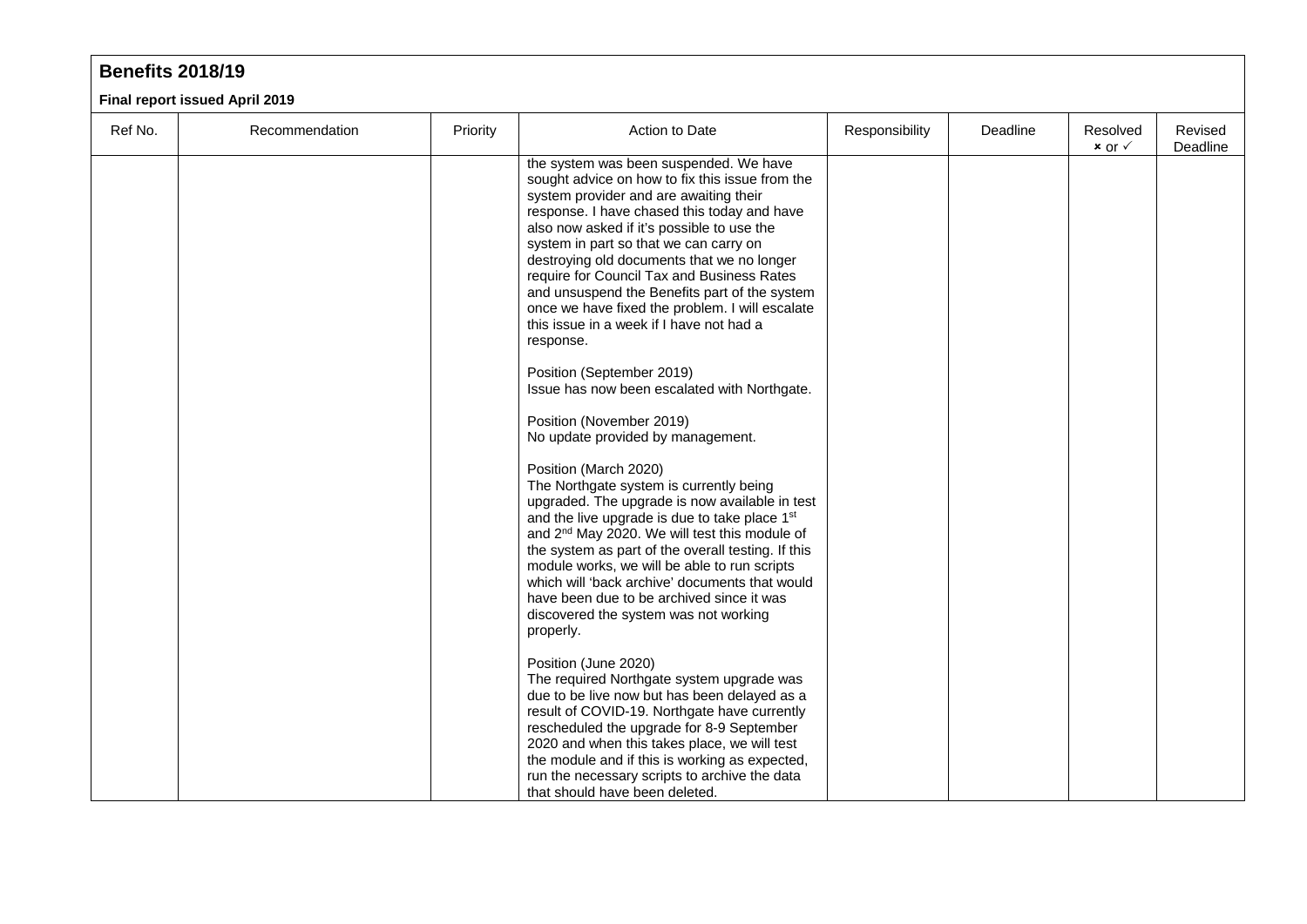## Benefits 2018/19

**Final report issued April 2019**

| Ref No. | Recommendation | Priority | Action to Date | Responsibility | Deadline | Resolved ✗ or ✓ | Revised Deadline |
|---|---|---|---|---|---|---|---|
| | | | the system was been suspended. We have sought advice on how to fix this issue from the system provider and are awaiting their response. I have chased this today and have also now asked if it's possible to use the system in part so that we can carry on destroying old documents that we no longer require for Council Tax and Business Rates and unsuspend the Benefits part of the system once we have fixed the problem. I will escalate this issue in a week if I have not had a response.<br><br>Position (September 2019)<br>Issue has now been escalated with Northgate.<br><br>Position (November 2019)<br>No update provided by management.<br><br>Position (March 2020)<br>The Northgate system is currently being upgraded. The upgrade is now available in test and the live upgrade is due to take place 1st and 2nd May 2020. We will test this module of the system as part of the overall testing. If this module works, we will be able to run scripts which will 'back archive' documents that would have been due to be archived since it was discovered the system was not working properly.<br><br>Position (June 2020)<br>The required Northgate system upgrade was due to be live now but has been delayed as a result of COVID-19. Northgate have currently rescheduled the upgrade for 8-9 September 2020 and when this takes place, we will test the module and if this is working as expected, run the necessary scripts to archive the data that should have been deleted. | | | | |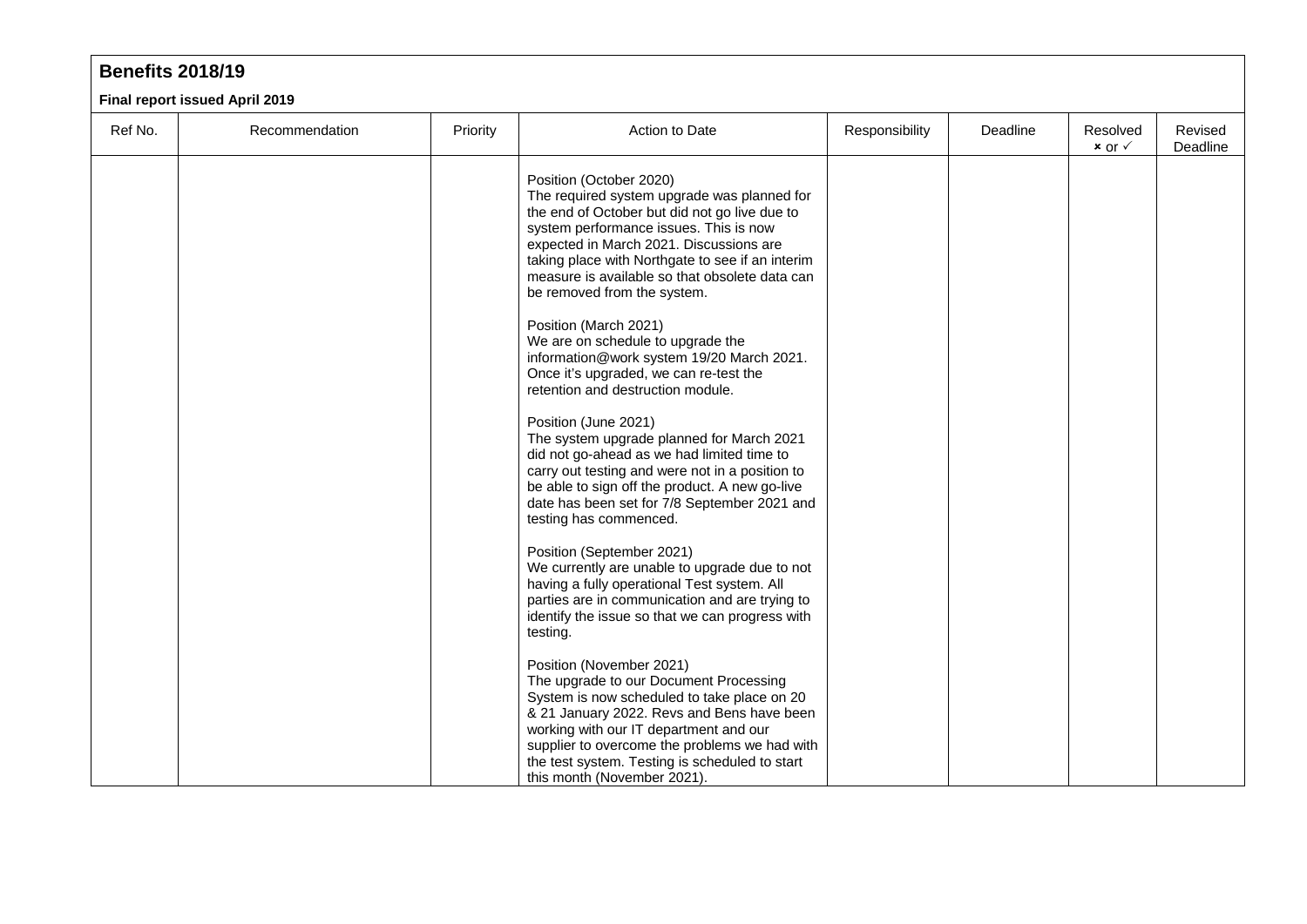## Benefits 2018/19

**Final report issued April 2019**

| Ref No. | Recommendation | Priority | Action to Date | Responsibility | Deadline | Resolved × or ✓ | Revised Deadline |
|---|---|---|---|---|---|---|---|
| | | | Position (October 2020)<br>The required system upgrade was planned for the end of October but did not go live due to system performance issues. This is now expected in March 2021. Discussions are taking place with Northgate to see if an interim measure is available so that obsolete data can be removed from the system.<br><br>Position (March 2021)<br>We are on schedule to upgrade the information@work system 19/20 March 2021. Once it's upgraded, we can re-test the retention and destruction module.<br><br>Position (June 2021)<br>The system upgrade planned for March 2021 did not go-ahead as we had limited time to carry out testing and were not in a position to be able to sign off the product. A new go-live date has been set for 7/8 September 2021 and testing has commenced.<br><br>Position (September 2021)<br>We currently are unable to upgrade due to not having a fully operational Test system. All parties are in communication and are trying to identify the issue so that we can progress with testing.<br><br>Position (November 2021)<br>The upgrade to our Document Processing System is now scheduled to take place on 20 & 21 January 2022. Revs and Bens have been working with our IT department and our supplier to overcome the problems we had with the test system. Testing is scheduled to start this month (November 2021). | | | | |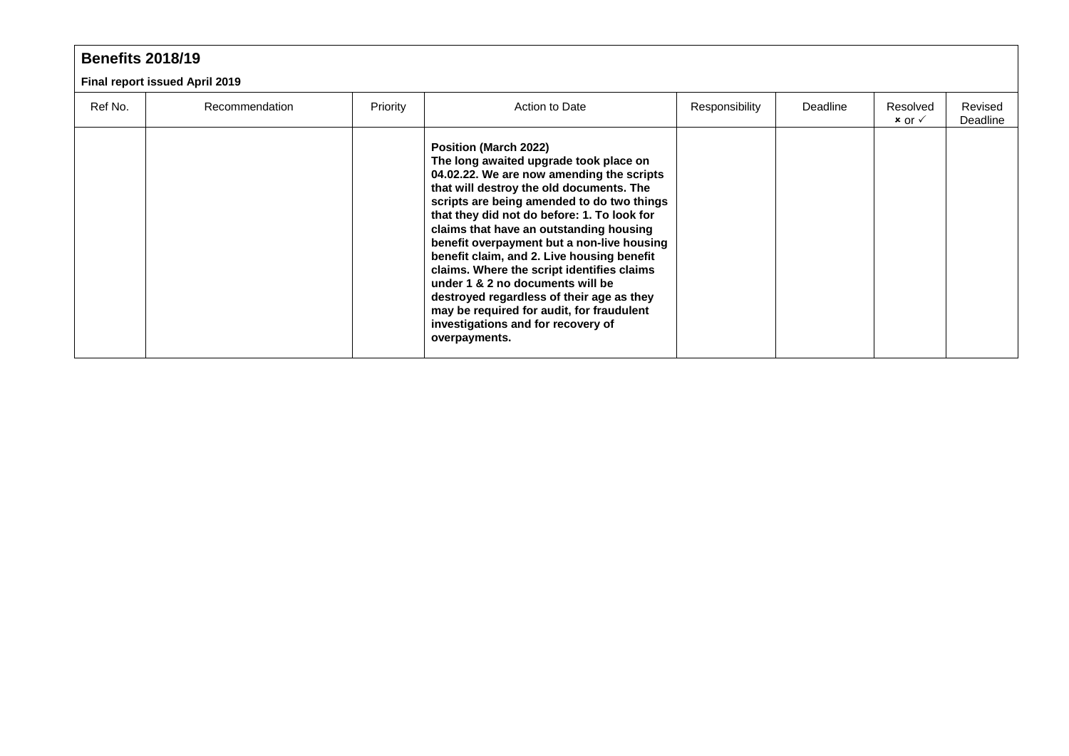| **Benefits 2018/19** | | | | | | | |
|---|---|---|---|---|---|---|---|
| **Final report issued April 2019** | | | | | | | |
| Ref No. | Recommendation | Priority | Action to Date | Responsibility | Deadline | Resolved × or ✓ | Revised Deadline |
| | | | **Position (March 2022)** **The long awaited upgrade took place on 04.02.22. We are now amending the scripts that will destroy the old documents. The scripts are being amended to do two things that they did not do before: 1. To look for claims that have an outstanding housing benefit overpayment but a non-live housing benefit claim, and 2. Live housing benefit claims. Where the script identifies claims under 1 & 2 no documents will be destroyed regardless of their age as they may be required for audit, for fraudulent investigations and for recovery of overpayments.** | | | | |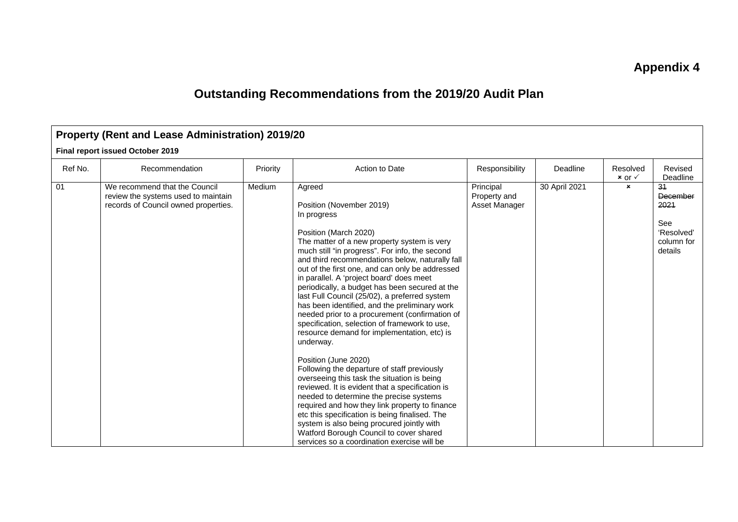# Appendix 4

## Outstanding Recommendations from the 2019/20 Audit Plan

| **Property (Rent and Lease Administration) 2019/20**<br>**Final report issued October 2019** | | | | | | | |
|---|---|---|---|---|---|---|---|
| Ref No. | Recommendation | Priority | Action to Date | Responsibility | Deadline | Resolved × or ✓ | Revised Deadline |
| 01 | We recommend that the Council review the systems used to maintain records of Council owned properties. | Medium | Agreed<br><br>Position (November 2019)<br>In progress<br><br>Position (March 2020)<br>The matter of a new property system is very much still "in progress". For info, the second and third recommendations below, naturally fall out of the first one, and can only be addressed in parallel. A 'project board' does meet periodically, a budget has been secured at the last Full Council (25/02), a preferred system has been identified, and the preliminary work needed prior to a procurement (confirmation of specification, selection of framework to use, resource demand for implementation, etc) is underway.<br><br>Position (June 2020)<br>Following the departure of staff previously overseeing this task the situation is being reviewed. It is evident that a specification is needed to determine the precise systems required and how they link property to finance etc this specification is being finalised. The system is also being procured jointly with Watford Borough Council to cover shared services so a coordination exercise will be | Principal Property and Asset Manager | 30 April 2021 | × | ~~31 December 2021~~<br><br>See 'Resolved' column for details |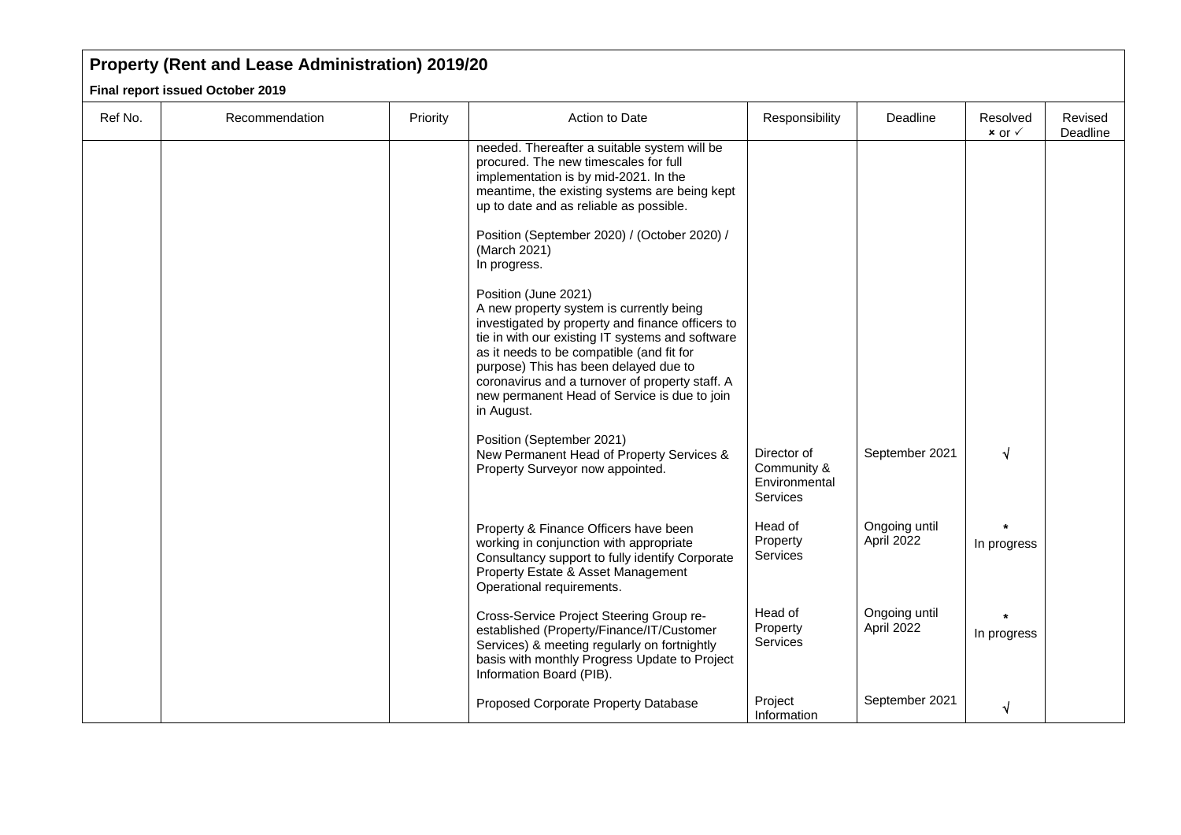## Property (Rent and Lease Administration) 2019/20

**Final report issued October 2019**

| Ref No. | Recommendation | Priority | Action to Date | Responsibility | Deadline | Resolved × or ✓ | Revised Deadline |
|---|---|---|---|---|---|---|---|
| | | | needed. Thereafter a suitable system will be procured. The new timescales for full implementation is by mid-2021. In the meantime, the existing systems are being kept up to date and as reliable as possible.<br><br>Position (September 2020) / (October 2020) / (March 2021)<br>In progress.<br><br>Position (June 2021)<br>A new property system is currently being investigated by property and finance officers to tie in with our existing IT systems and software as it needs to be compatible (and fit for purpose) This has been delayed due to coronavirus and a turnover of property staff. A new permanent Head of Service is due to join in August.<br><br>Position (September 2021)<br>New Permanent Head of Property Services & Property Surveyor now appointed. | Director of Community & Environmental Services | September 2021 | √ | |
| | | | Property & Finance Officers have been working in conjunction with appropriate Consultancy support to fully identify Corporate Property Estate & Asset Management Operational requirements. | Head of Property Services | Ongoing until April 2022 | * In progress | |
| | | | Cross-Service Project Steering Group re-established (Property/Finance/IT/Customer Services) & meeting regularly on fortnightly basis with monthly Progress Update to Project Information Board (PIB). | Head of Property Services | Ongoing until April 2022 | * In progress | |
| | | | Proposed Corporate Property Database | Project Information | September 2021 | √ | |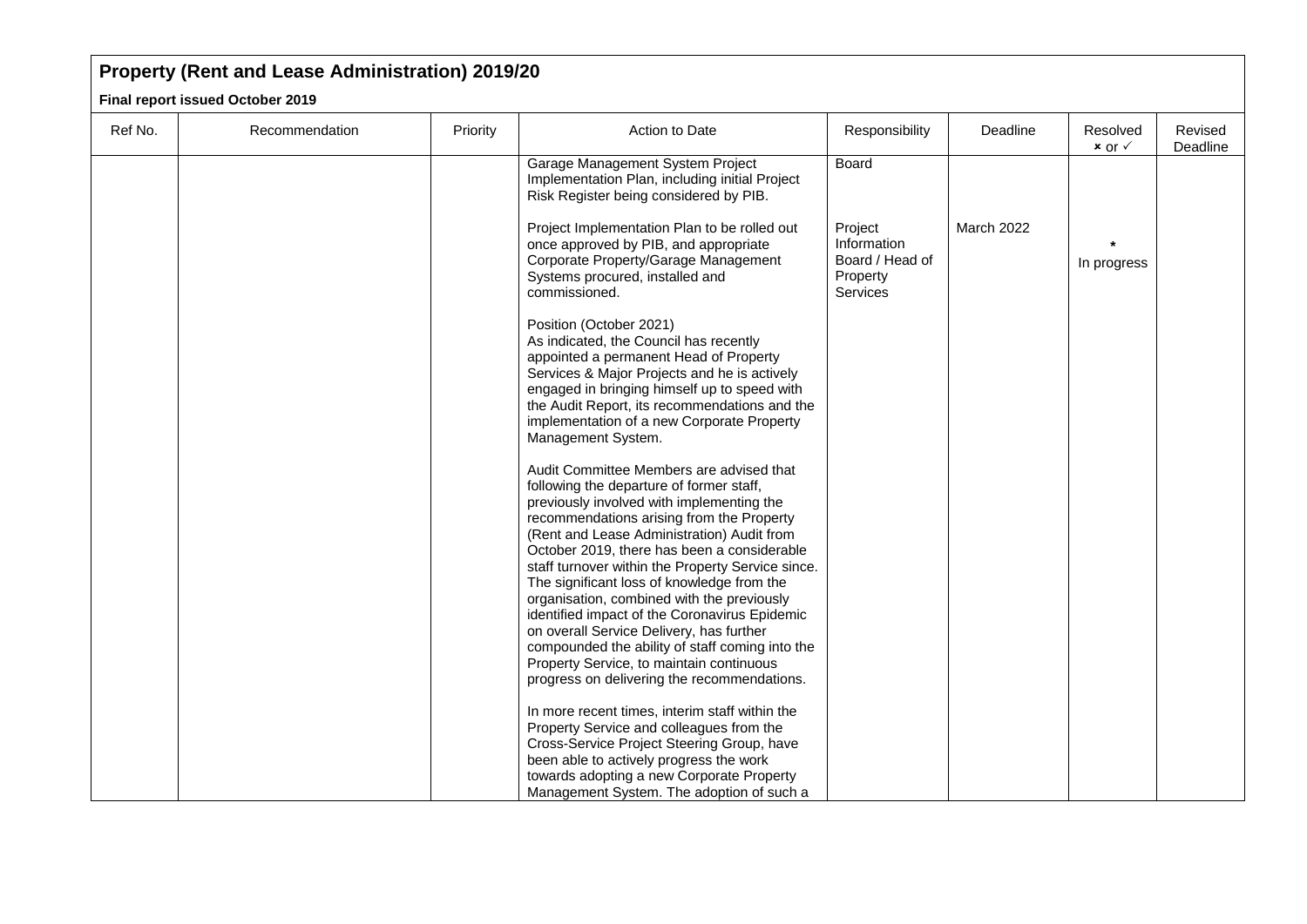## Property (Rent and Lease Administration) 2019/20

**Final report issued October 2019**

| Ref No. | Recommendation | Priority | Action to Date | Responsibility | Deadline | Resolved ✗ or ✓ | Revised Deadline |
|---|---|---|---|---|---|---|---|
| | | | Garage Management System Project Implementation Plan, including initial Project Risk Register being considered by PIB.<br><br>Project Implementation Plan to be rolled out once approved by PIB, and appropriate Corporate Property/Garage Management Systems procured, installed and commissioned.<br><br>Position (October 2021)<br>As indicated, the Council has recently appointed a permanent Head of Property Services & Major Projects and he is actively engaged in bringing himself up to speed with the Audit Report, its recommendations and the implementation of a new Corporate Property Management System.<br><br>Audit Committee Members are advised that following the departure of former staff, previously involved with implementing the recommendations arising from the Property (Rent and Lease Administration) Audit from October 2019, there has been a considerable staff turnover within the Property Service since. The significant loss of knowledge from the organisation, combined with the previously identified impact of the Coronavirus Epidemic on overall Service Delivery, has further compounded the ability of staff coming into the Property Service, to maintain continuous progress on delivering the recommendations.<br><br>In more recent times, interim staff within the Property Service and colleagues from the Cross-Service Project Steering Group, have been able to actively progress the work towards adopting a new Corporate Property Management System. The adoption of such a | Board<br><br>Project Information Board / Head of Property Services | March 2022 | * In progress | |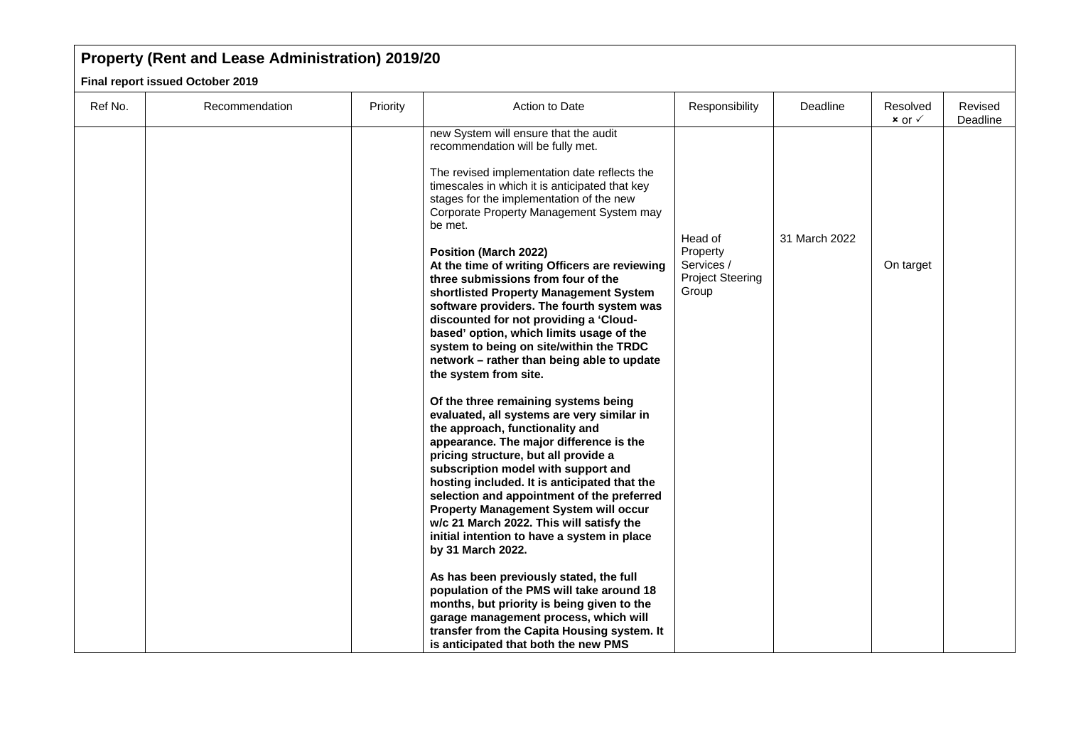## Property (Rent and Lease Administration) 2019/20

**Final report issued October 2019**

| Ref No. | Recommendation | Priority | Action to Date | Responsibility | Deadline | Resolved ✗ or ✓ | Revised Deadline |
|---|---|---|---|---|---|---|---|
| | | | new System will ensure that the audit recommendation will be fully met.<br><br>The revised implementation date reflects the timescales in which it is anticipated that key stages for the implementation of the new Corporate Property Management System may be met.<br><br>**Position (March 2022)**<br>**At the time of writing Officers are reviewing three submissions from four of the shortlisted Property Management System software providers. The fourth system was discounted for not providing a 'Cloud-based' option, which limits usage of the system to being on site/within the TRDC network – rather than being able to update the system from site.**<br><br>**Of the three remaining systems being evaluated, all systems are very similar in the approach, functionality and appearance. The major difference is the pricing structure, but all provide a subscription model with support and hosting included. It is anticipated that the selection and appointment of the preferred Property Management System will occur w/c 21 March 2022. This will satisfy the initial intention to have a system in place by 31 March 2022.**<br><br>**As has been previously stated, the full population of the PMS will take around 18 months, but priority is being given to the garage management process, which will transfer from the Capita Housing system. It is anticipated that both the new PMS** | Head of Property Services / Project Steering Group | 31 March 2022 | On target | |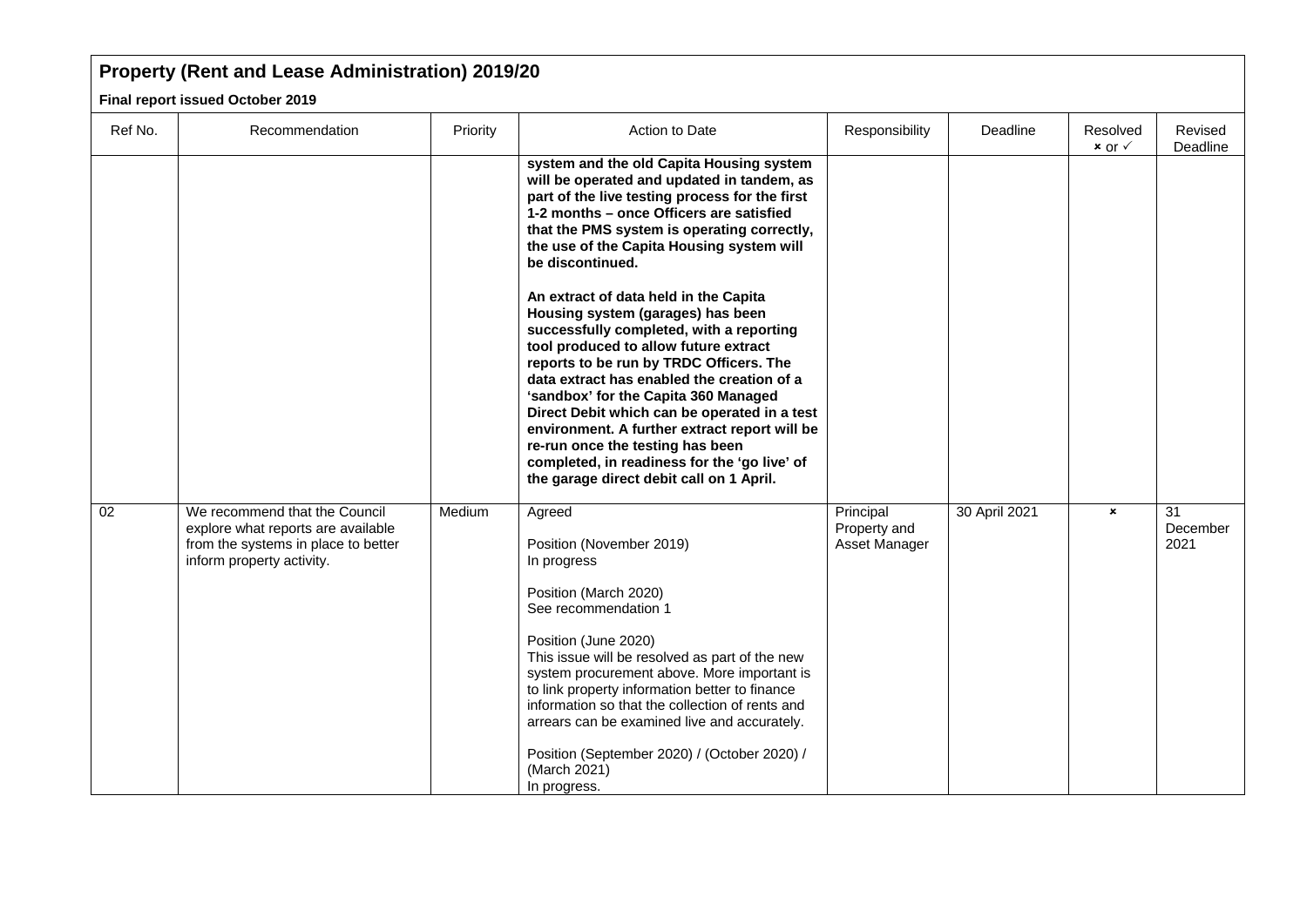## Property (Rent and Lease Administration) 2019/20

**Final report issued October 2019**

| Ref No. | Recommendation | Priority | Action to Date | Responsibility | Deadline | Resolved ✗ or ✓ | Revised Deadline |
|---|---|---|---|---|---|---|---|
| | | | **system and the old Capita Housing system will be operated and updated in tandem, as part of the live testing process for the first 1-2 months – once Officers are satisfied that the PMS system is operating correctly, the use of the Capita Housing system will be discontinued.**<br><br>**An extract of data held in the Capita Housing system (garages) has been successfully completed, with a reporting tool produced to allow future extract reports to be run by TRDC Officers. The data extract has enabled the creation of a 'sandbox' for the Capita 360 Managed Direct Debit which can be operated in a test environment. A further extract report will be re-run once the testing has been completed, in readiness for the 'go live' of the garage direct debit call on 1 April.** | | | | |
| 02 | We recommend that the Council explore what reports are available from the systems in place to better inform property activity. | Medium | Agreed<br><br>Position (November 2019)<br>In progress<br><br>Position (March 2020)<br>See recommendation 1<br><br>Position (June 2020)<br>This issue will be resolved as part of the new system procurement above. More important is to link property information better to finance information so that the collection of rents and arrears can be examined live and accurately.<br><br>Position (September 2020) / (October 2020) / (March 2021)<br>In progress. | Principal Property and Asset Manager | 30 April 2021 | ✗ | 31 December 2021 |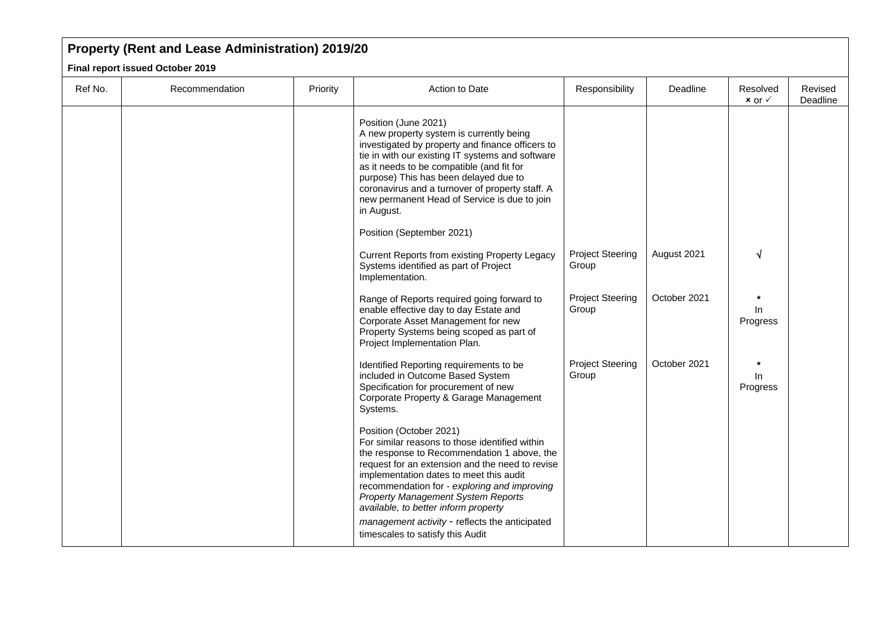## Property (Rent and Lease Administration) 2019/20

**Final report issued October 2019**

| Ref No. | Recommendation | Priority | Action to Date | Responsibility | Deadline | Resolved × or ✓ | Revised Deadline |
|---|---|---|---|---|---|---|---|
| | | | Position (June 2021)<br>A new property system is currently being investigated by property and finance officers to tie in with our existing IT systems and software as it needs to be compatible (and fit for purpose) This has been delayed due to coronavirus and a turnover of property staff. A new permanent Head of Service is due to join in August. | | | | |
| | | | Position (September 2021) | | | | |
| | | | Current Reports from existing Property Legacy Systems identified as part of Project Implementation. | Project Steering Group | August 2021 | √ | |
| | | | Range of Reports required going forward to enable effective day to day Estate and Corporate Asset Management for new Property Systems being scoped as part of Project Implementation Plan. | Project Steering Group | October 2021 | * In Progress | |
| | | | Identified Reporting requirements to be included in Outcome Based System Specification for procurement of new Corporate Property & Garage Management Systems. | Project Steering Group | October 2021 | * In Progress | |
| | | | Position (October 2021)<br>For similar reasons to those identified within the response to Recommendation 1 above, the request for an extension and the need to revise implementation dates to meet this audit recommendation for - *exploring and improving Property Management System Reports available, to better inform property management activity* - reflects the anticipated timescales to satisfy this Audit | | | | |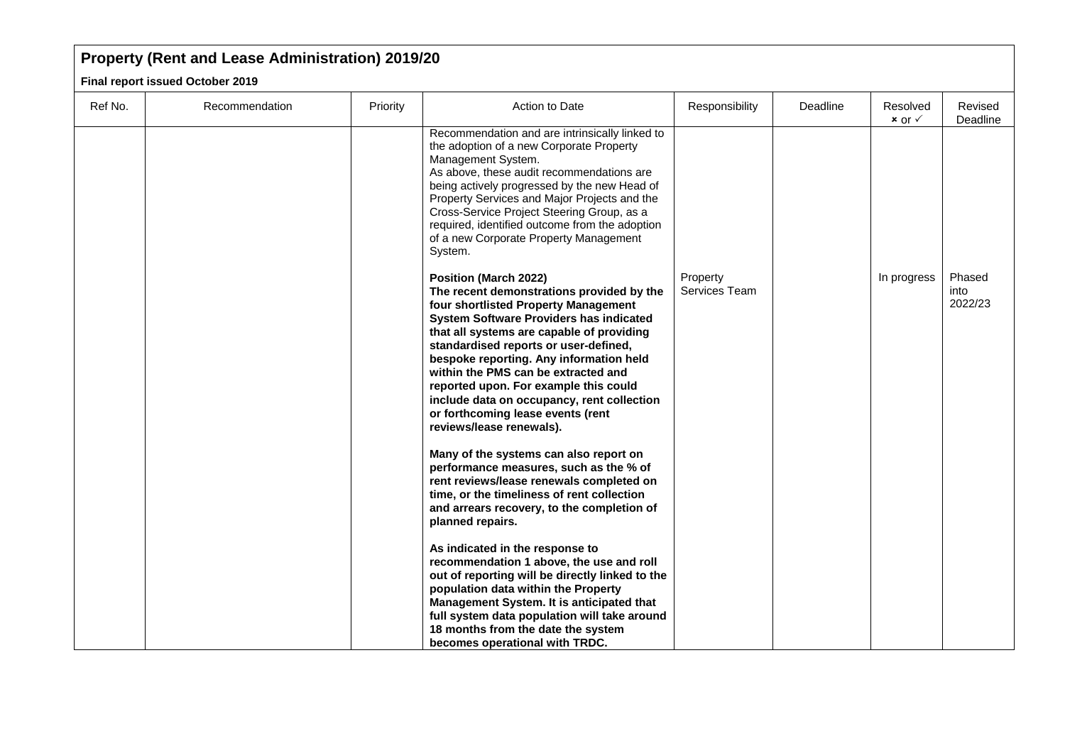## Property (Rent and Lease Administration) 2019/20

**Final report issued October 2019**

| Ref No. | Recommendation | Priority | Action to Date | Responsibility | Deadline | Resolved × or ✓ | Revised Deadline |
|---|---|---|---|---|---|---|---|
| | | | Recommendation and are intrinsically linked to the adoption of a new Corporate Property Management System.<br>As above, these audit recommendations are being actively progressed by the new Head of Property Services and Major Projects and the Cross-Service Project Steering Group, as a required, identified outcome from the adoption of a new Corporate Property Management System.<br><br>**Position (March 2022)**<br>**The recent demonstrations provided by the four shortlisted Property Management System Software Providers has indicated that all systems are capable of providing standardised reports or user-defined, bespoke reporting. Any information held within the PMS can be extracted and reported upon. For example this could include data on occupancy, rent collection or forthcoming lease events (rent reviews/lease renewals).**<br><br>**Many of the systems can also report on performance measures, such as the % of rent reviews/lease renewals completed on time, or the timeliness of rent collection and arrears recovery, to the completion of planned repairs.**<br><br>**As indicated in the response to recommendation 1 above, the use and roll out of reporting will be directly linked to the population data within the Property Management System. It is anticipated that full system data population will take around 18 months from the date the system becomes operational with TRDC.** | Property Services Team | | In progress | Phased into 2022/23 |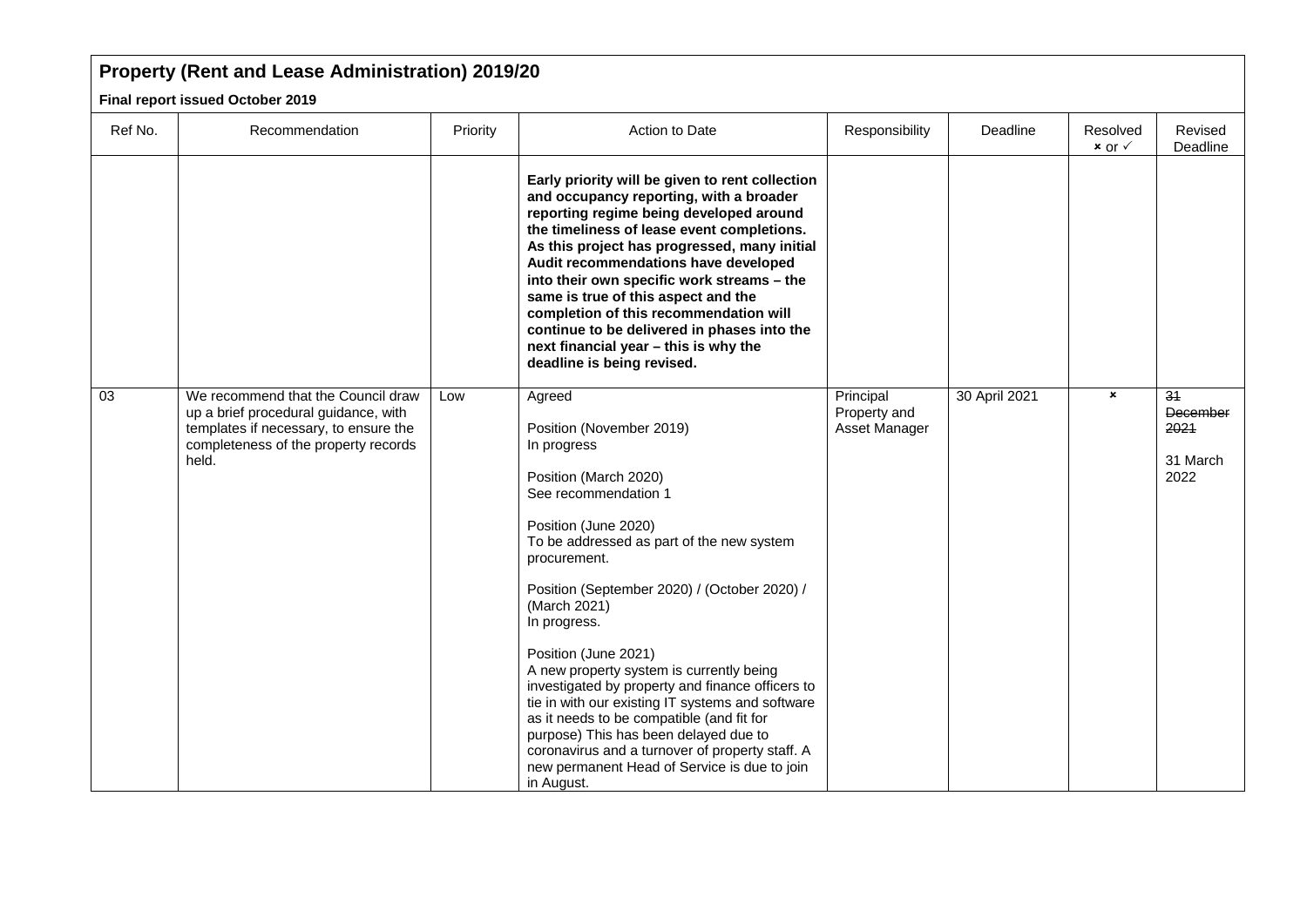## Property (Rent and Lease Administration) 2019/20

**Final report issued October 2019**

| Ref No. | Recommendation | Priority | Action to Date | Responsibility | Deadline | Resolved × or ✓ | Revised Deadline |
|---|---|---|---|---|---|---|---|
| | | | **Early priority will be given to rent collection and occupancy reporting, with a broader reporting regime being developed around the timeliness of lease event completions. As this project has progressed, many initial Audit recommendations have developed into their own specific work streams – the same is true of this aspect and the completion of this recommendation will continue to be delivered in phases into the next financial year – this is why the deadline is being revised.** | | | | |
| 03 | We recommend that the Council draw up a brief procedural guidance, with templates if necessary, to ensure the completeness of the property records held. | Low | Agreed<br><br>Position (November 2019)<br>In progress<br><br>Position (March 2020)<br>See recommendation 1<br><br>Position (June 2020)<br>To be addressed as part of the new system procurement.<br><br>Position (September 2020) / (October 2020) / (March 2021)<br>In progress.<br><br>Position (June 2021)<br>A new property system is currently being investigated by property and finance officers to tie in with our existing IT systems and software as it needs to be compatible (and fit for purpose) This has been delayed due to coronavirus and a turnover of property staff. A new permanent Head of Service is due to join in August. | Principal Property and Asset Manager | 30 April 2021 | × | ~~31 December 2021~~<br><br>31 March 2022 |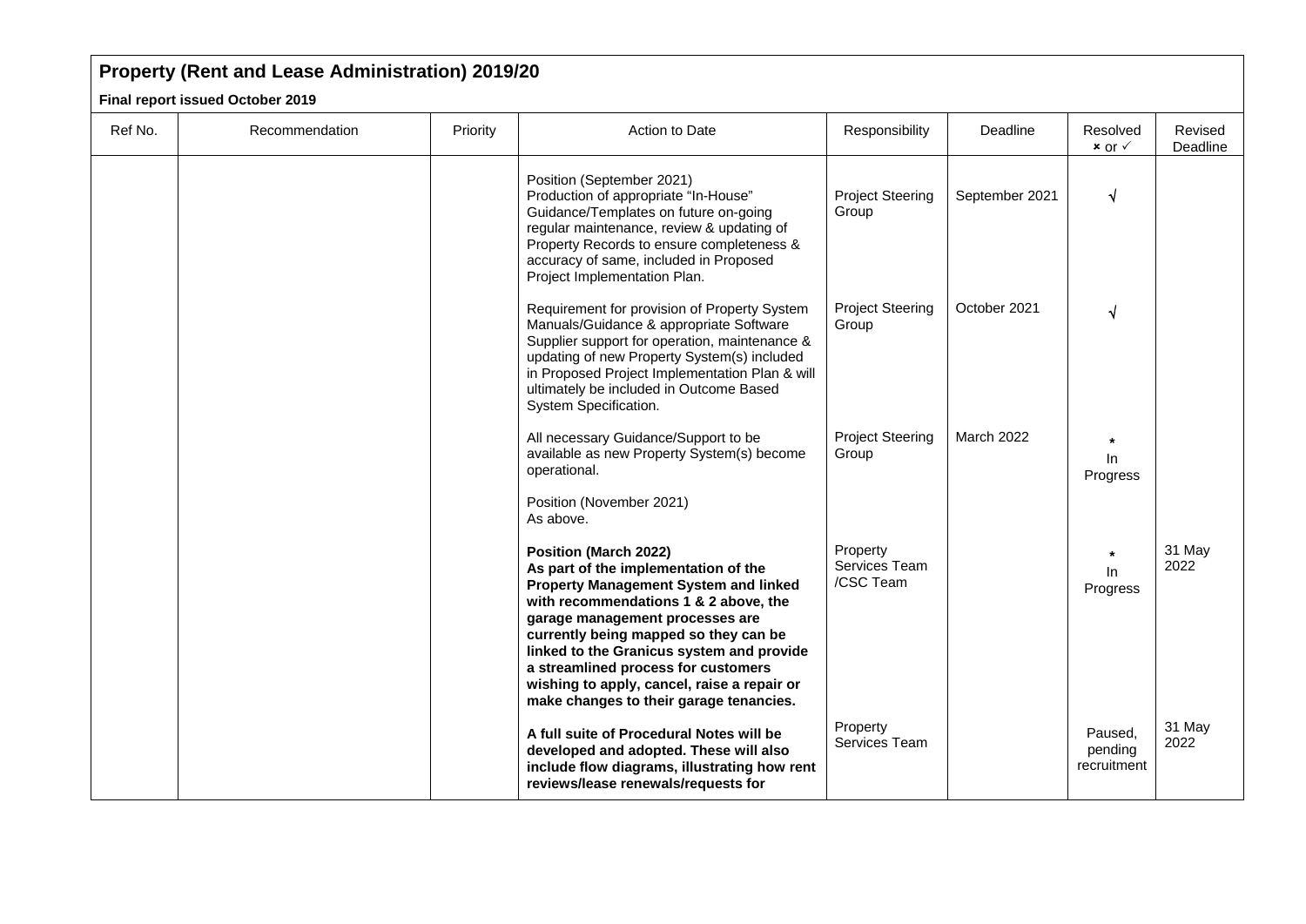## Property (Rent and Lease Administration) 2019/20

**Final report issued October 2019**

| Ref No. | Recommendation | Priority | Action to Date | Responsibility | Deadline | Resolved × or ✓ | Revised Deadline |
|---|---|---|---|---|---|---|---|
| | | | Position (September 2021)<br>Production of appropriate "In-House" Guidance/Templates on future on-going regular maintenance, review & updating of Property Records to ensure completeness & accuracy of same, included in Proposed Project Implementation Plan. | Project Steering Group | September 2021 | √ | |
| | | | Requirement for provision of Property System Manuals/Guidance & appropriate Software Supplier support for operation, maintenance & updating of new Property System(s) included in Proposed Project Implementation Plan & will ultimately be included in Outcome Based System Specification. | Project Steering Group | October 2021 | √ | |
| | | | All necessary Guidance/Support to be available as new Property System(s) become operational.<br><br>Position (November 2021)<br>As above. | Project Steering Group | March 2022 | * In Progress | |
| | | | **Position (March 2022)**<br>**As part of the implementation of the Property Management System and linked with recommendations 1 & 2 above, the garage management processes are currently being mapped so they can be linked to the Granicus system and provide a streamlined process for customers wishing to apply, cancel, raise a repair or make changes to their garage tenancies.** | Property Services Team /CSC Team | | * In Progress | 31 May 2022 |
| | | | **A full suite of Procedural Notes will be developed and adopted. These will also include flow diagrams, illustrating how rent reviews/lease renewals/requests for** | Property Services Team | | Paused, pending recruitment | 31 May 2022 |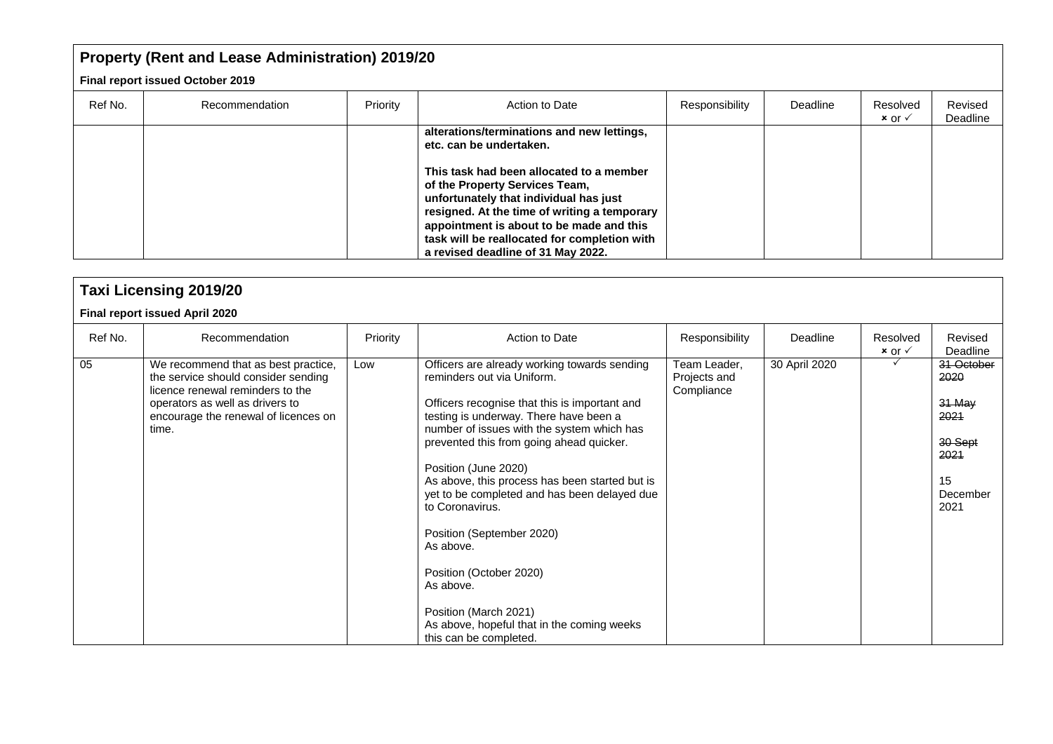## Property (Rent and Lease Administration) 2019/20

**Final report issued October 2019**

| Ref No. | Recommendation | Priority | Action to Date | Responsibility | Deadline | Resolved ✗ or ✓ | Revised Deadline |
|---|---|---|---|---|---|---|---|
| | | | **alterations/terminations and new lettings, etc. can be undertaken.**<br><br>**This task had been allocated to a member of the Property Services Team, unfortunately that individual has just resigned. At the time of writing a temporary appointment is about to be made and this task will be reallocated for completion with a revised deadline of 31 May 2022.** | | | | |

## Taxi Licensing 2019/20

**Final report issued April 2020**

| Ref No. | Recommendation | Priority | Action to Date | Responsibility | Deadline | Resolved ✗ or ✓ | Revised Deadline |
|---|---|---|---|---|---|---|---|
| 05 | We recommend that as best practice, the service should consider sending licence renewal reminders to the operators as well as drivers to encourage the renewal of licences on time. | Low | Officers are already working towards sending reminders out via Uniform.<br><br>Officers recognise that this is important and testing is underway. There have been a number of issues with the system which has prevented this from going ahead quicker.<br><br>Position (June 2020)<br>As above, this process has been started but is yet to be completed and has been delayed due to Coronavirus.<br><br>Position (September 2020)<br>As above.<br><br>Position (October 2020)<br>As above.<br><br>Position (March 2021)<br>As above, hopeful that in the coming weeks this can be completed. | Team Leader, Projects and Compliance | 30 April 2020 | ✓ | ~~31 October 2020~~<br><br>~~31 May 2021~~<br><br>~~30 Sept 2021~~<br><br>15 December 2021 |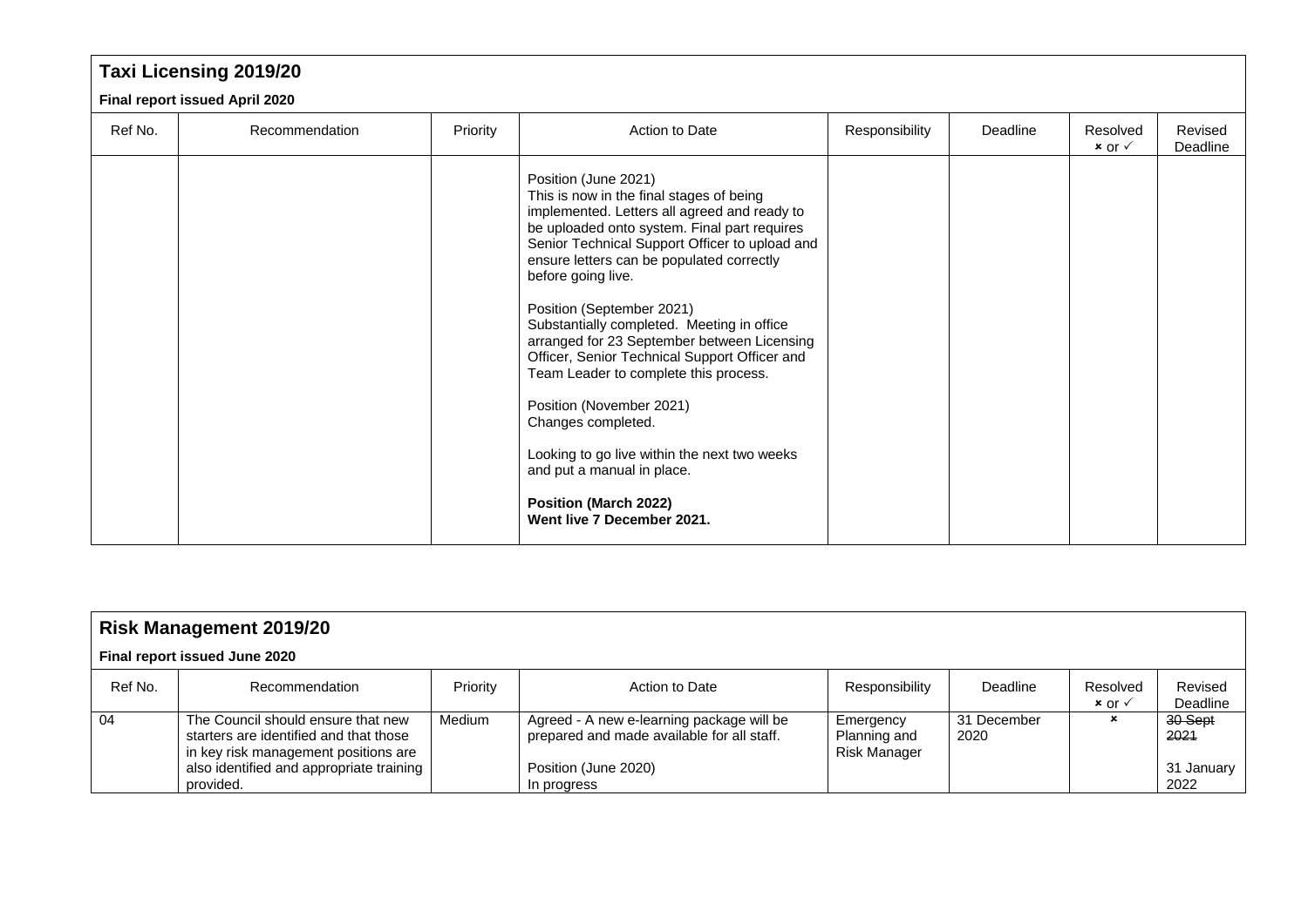## Taxi Licensing 2019/20

**Final report issued April 2020**

| Ref No. | Recommendation | Priority | Action to Date | Responsibility | Deadline | Resolved × or ✓ | Revised Deadline |
|---|---|---|---|---|---|---|---|
| | | | Position (June 2021)<br>This is now in the final stages of being implemented. Letters all agreed and ready to be uploaded onto system. Final part requires Senior Technical Support Officer to upload and ensure letters can be populated correctly before going live.<br><br>Position (September 2021)<br>Substantially completed. Meeting in office arranged for 23 September between Licensing Officer, Senior Technical Support Officer and Team Leader to complete this process.<br><br>Position (November 2021)<br>Changes completed.<br><br>Looking to go live within the next two weeks and put a manual in place.<br><br>**Position (March 2022)**<br>**Went live 7 December 2021.** | | | | |

## Risk Management 2019/20

**Final report issued June 2020**

| Ref No. | Recommendation | Priority | Action to Date | Responsibility | Deadline | Resolved × or ✓ | Revised Deadline |
|---|---|---|---|---|---|---|---|
| 04 | The Council should ensure that new starters are identified and that those in key risk management positions are also identified and appropriate training provided. | Medium | Agreed - A new e-learning package will be prepared and made available for all staff.<br><br>Position (June 2020)<br>In progress | Emergency Planning and Risk Manager | 31 December 2020 | × | ~~30 Sept 2021~~<br><br>31 January 2022 |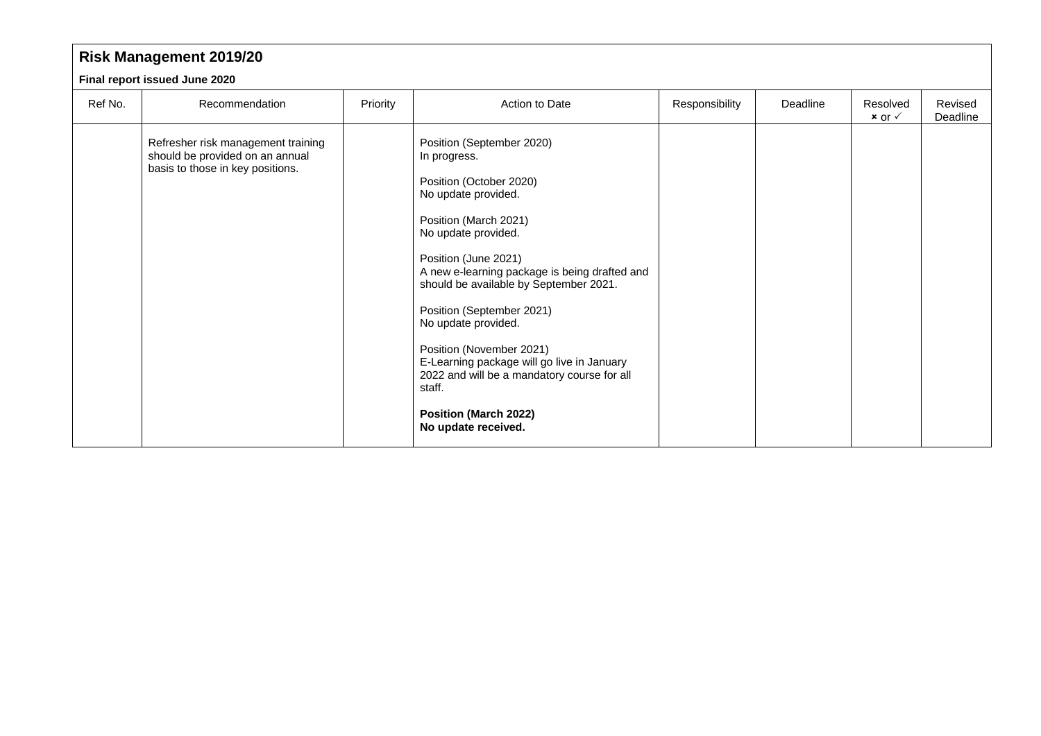| **Risk Management 2019/20** | | | | | | | |
|---|---|---|---|---|---|---|---|
| **Final report issued June 2020** | | | | | | | |
| Ref No. | Recommendation | Priority | Action to Date | Responsibility | Deadline | Resolved × or ✓ | Revised Deadline |
| | Refresher risk management training should be provided on an annual basis to those in key positions. | | Position (September 2020)<br>In progress.<br><br>Position (October 2020)<br>No update provided.<br><br>Position (March 2021)<br>No update provided.<br><br>Position (June 2021)<br>A new e-learning package is being drafted and should be available by September 2021.<br><br>Position (September 2021)<br>No update provided.<br><br>Position (November 2021)<br>E-Learning package will go live in January 2022 and will be a mandatory course for all staff.<br><br>**Position (March 2022)**<br>**No update received.** | | | | |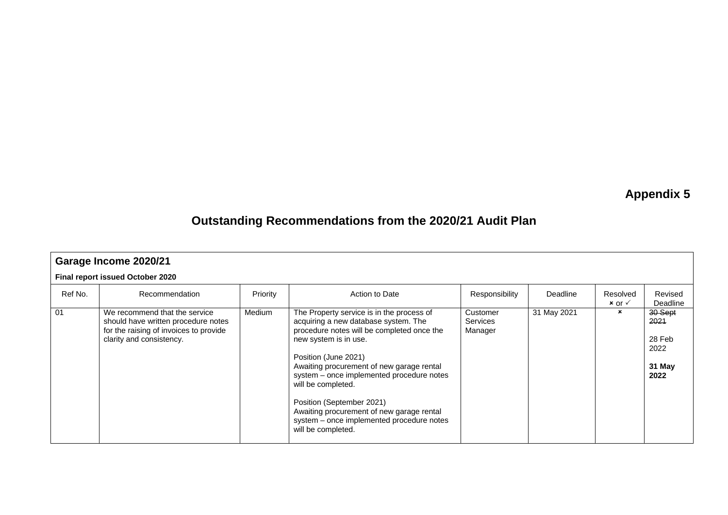**Appendix 5**

# Outstanding Recommendations from the 2020/21 Audit Plan

## Garage Income 2020/21

**Final report issued October 2020**

| Ref No. | Recommendation | Priority | Action to Date | Responsibility | Deadline | Resolved × or ✓ | Revised Deadline |
|---|---|---|---|---|---|---|---|
| 01 | We recommend that the service should have written procedure notes for the raising of invoices to provide clarity and consistency. | Medium | The Property service is in the process of acquiring a new database system. The procedure notes will be completed once the new system is in use.<br><br>Position (June 2021)<br>Awaiting procurement of new garage rental system – once implemented procedure notes will be completed.<br><br>Position (September 2021)<br>Awaiting procurement of new garage rental system – once implemented procedure notes will be completed. | Customer Services Manager | 31 May 2021 | × | ~~30 Sept 2021~~<br><br>28 Feb 2022<br><br>**31 May 2022** |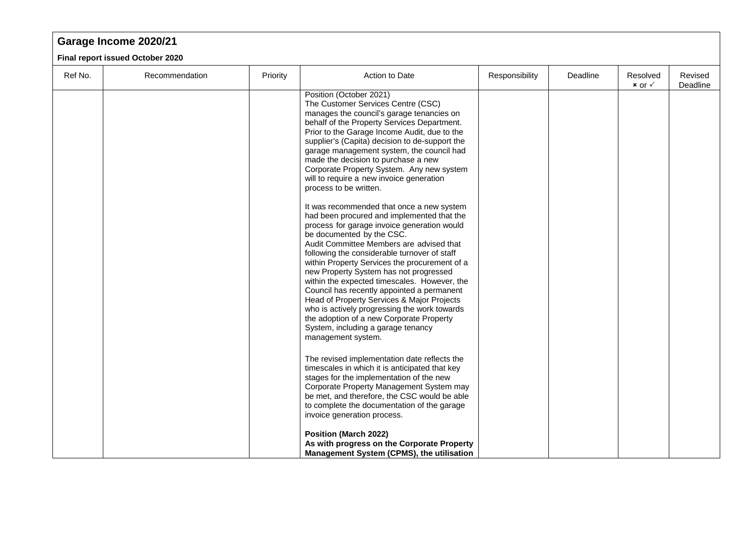## Garage Income 2020/21

**Final report issued October 2020**

| Ref No. | Recommendation | Priority | Action to Date | Responsibility | Deadline | Resolved ✗ or ✓ | Revised Deadline |
|---|---|---|---|---|---|---|---|
| | | | Position (October 2021)<br>The Customer Services Centre (CSC) manages the council's garage tenancies on behalf of the Property Services Department. Prior to the Garage Income Audit, due to the supplier's (Capita) decision to de-support the garage management system, the council had made the decision to purchase a new Corporate Property System. Any new system will to require a new invoice generation process to be written.<br><br>It was recommended that once a new system had been procured and implemented that the process for garage invoice generation would be documented by the CSC.<br>Audit Committee Members are advised that following the considerable turnover of staff within Property Services the procurement of a new Property System has not progressed within the expected timescales. However, the Council has recently appointed a permanent Head of Property Services & Major Projects who is actively progressing the work towards the adoption of a new Corporate Property System, including a garage tenancy management system.<br><br>The revised implementation date reflects the timescales in which it is anticipated that key stages for the implementation of the new Corporate Property Management System may be met, and therefore, the CSC would be able to complete the documentation of the garage invoice generation process.<br><br>**Position (March 2022)**<br>**As with progress on the Corporate Property Management System (CPMS), the utilisation** | | | | |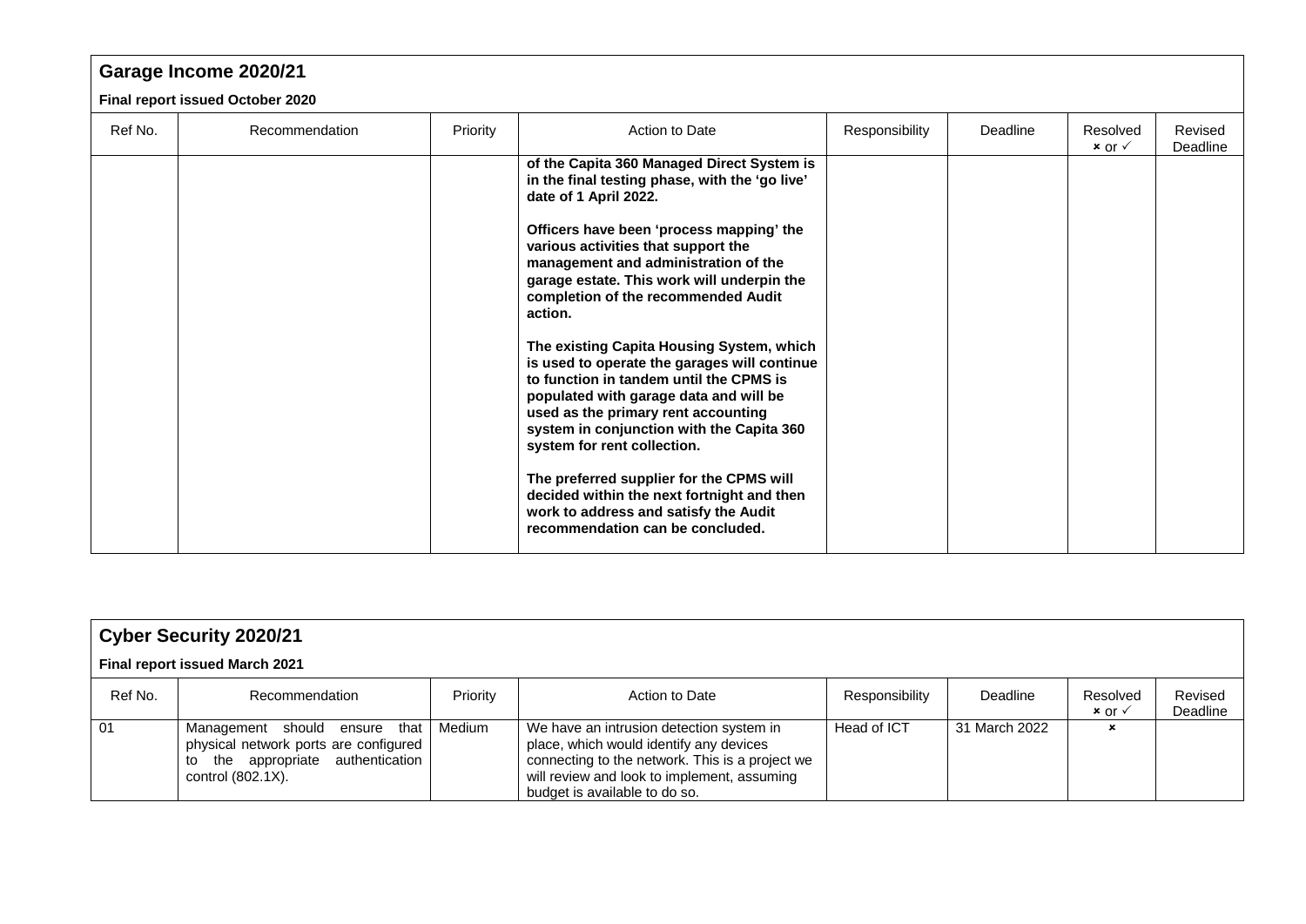## Garage Income 2020/21

**Final report issued October 2020**

| Ref No. | Recommendation | Priority | Action to Date | Responsibility | Deadline | Resolved × or ✓ | Revised Deadline |
|---|---|---|---|---|---|---|---|
| | | | **of the Capita 360 Managed Direct System is in the final testing phase, with the 'go live' date of 1 April 2022.**<br><br>**Officers have been 'process mapping' the various activities that support the management and administration of the garage estate. This work will underpin the completion of the recommended Audit action.**<br><br>**The existing Capita Housing System, which is used to operate the garages will continue to function in tandem until the CPMS is populated with garage data and will be used as the primary rent accounting system in conjunction with the Capita 360 system for rent collection.**<br><br>**The preferred supplier for the CPMS will decided within the next fortnight and then work to address and satisfy the Audit recommendation can be concluded.** | | | | |

## Cyber Security 2020/21

**Final report issued March 2021**

| Ref No. | Recommendation | Priority | Action to Date | Responsibility | Deadline | Resolved × or ✓ | Revised Deadline |
|---|---|---|---|---|---|---|---|
| 01 | Management should ensure that physical network ports are configured to the appropriate authentication control (802.1X). | Medium | We have an intrusion detection system in place, which would identify any devices connecting to the network. This is a project we will review and look to implement, assuming budget is available to do so. | Head of ICT | 31 March 2022 | × | |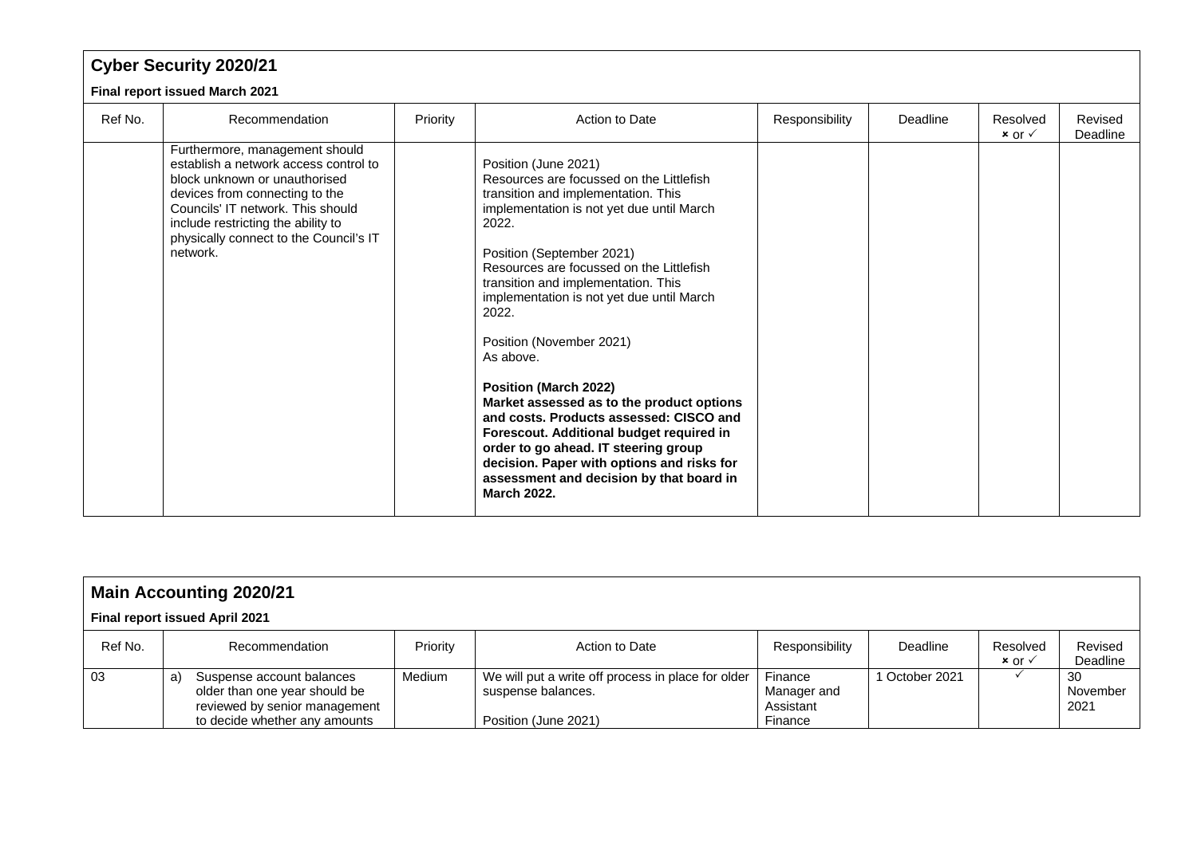## Cyber Security 2020/21

**Final report issued March 2021**

| Ref No. | Recommendation | Priority | Action to Date | Responsibility | Deadline | Resolved × or ✓ | Revised Deadline |
|---|---|---|---|---|---|---|---|
| | Furthermore, management should establish a network access control to block unknown or unauthorised devices from connecting to the Councils' IT network. This should include restricting the ability to physically connect to the Council's IT network. | | Position (June 2021)<br>Resources are focussed on the Littlefish transition and implementation. This implementation is not yet due until March 2022.<br><br>Position (September 2021)<br>Resources are focussed on the Littlefish transition and implementation. This implementation is not yet due until March 2022.<br><br>Position (November 2021)<br>As above.<br><br>**Position (March 2022)**<br>**Market assessed as to the product options and costs. Products assessed: CISCO and Forescout. Additional budget required in order to go ahead. IT steering group decision. Paper with options and risks for assessment and decision by that board in March 2022.** | | | | |

## Main Accounting 2020/21

**Final report issued April 2021**

| Ref No. | Recommendation | Priority | Action to Date | Responsibility | Deadline | Resolved × or ✓ | Revised Deadline |
|---|---|---|---|---|---|---|---|
| 03 | a) Suspense account balances older than one year should be reviewed by senior management to decide whether any amounts | Medium | We will put a write off process in place for older suspense balances.<br><br>Position (June 2021) | Finance Manager and Assistant Finance | 1 October 2021 | ✓ | 30 November 2021 |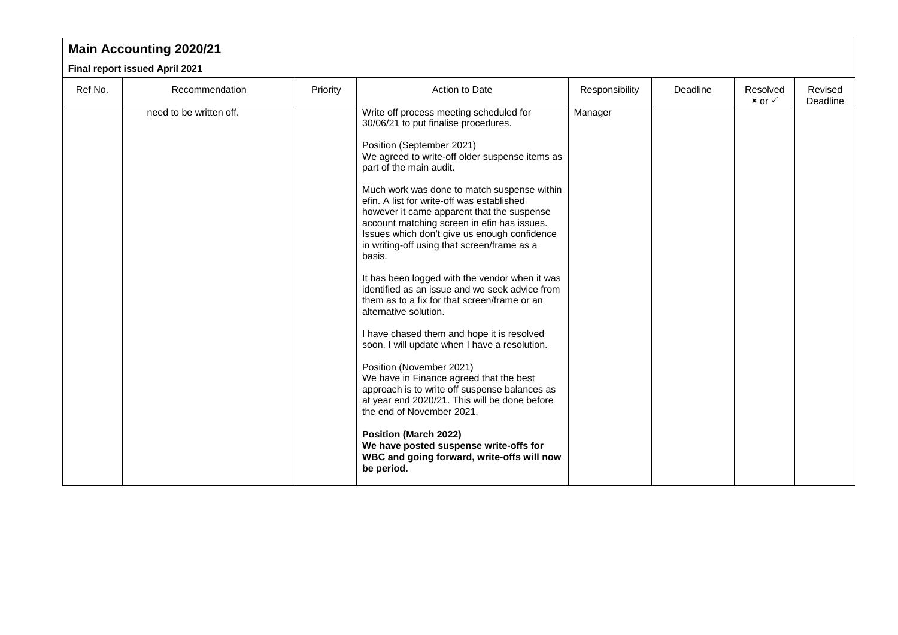## Main Accounting 2020/21

**Final report issued April 2021**

| Ref No. | Recommendation | Priority | Action to Date | Responsibility | Deadline | Resolved × or ✓ | Revised Deadline |
|---|---|---|---|---|---|---|---|
| | need to be written off. | | Write off process meeting scheduled for 30/06/21 to put finalise procedures.<br><br>Position (September 2021)<br>We agreed to write-off older suspense items as part of the main audit.<br><br>Much work was done to match suspense within efin. A list for write-off was established however it came apparent that the suspense account matching screen in efin has issues. Issues which don't give us enough confidence in writing-off using that screen/frame as a basis.<br><br>It has been logged with the vendor when it was identified as an issue and we seek advice from them as to a fix for that screen/frame or an alternative solution.<br><br>I have chased them and hope it is resolved soon. I will update when I have a resolution.<br><br>Position (November 2021)<br>We have in Finance agreed that the best approach is to write off suspense balances as at year end 2020/21. This will be done before the end of November 2021.<br><br>**Position (March 2022)**<br>**We have posted suspense write-offs for WBC and going forward, write-offs will now be period.** | Manager | | | |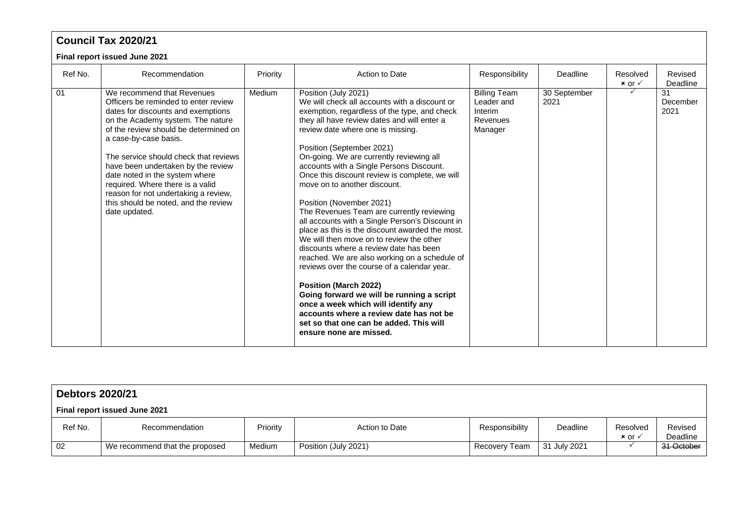## Council Tax 2020/21

**Final report issued June 2021**

| Ref No. | Recommendation | Priority | Action to Date | Responsibility | Deadline | Resolved × or ✓ | Revised Deadline |
|---|---|---|---|---|---|---|---|
| 01 | We recommend that Revenues Officers be reminded to enter review dates for discounts and exemptions on the Academy system. The nature of the review should be determined on a case-by-case basis.<br><br>The service should check that reviews have been undertaken by the review date noted in the system where required. Where there is a valid reason for not undertaking a review, this should be noted, and the review date updated. | Medium | Position (July 2021)<br>We will check all accounts with a discount or exemption, regardless of the type, and check they all have review dates and will enter a review date where one is missing.<br><br>Position (September 2021)<br>On-going. We are currently reviewing all accounts with a Single Persons Discount. Once this discount review is complete, we will move on to another discount.<br><br>Position (November 2021)<br>The Revenues Team are currently reviewing all accounts with a Single Person's Discount in place as this is the discount awarded the most. We will then move on to review the other discounts where a review date has been reached. We are also working on a schedule of reviews over the course of a calendar year.<br><br>**Position (March 2022)**<br>**Going forward we will be running a script once a week which will identify any accounts where a review date has not be set so that one can be added. This will ensure none are missed.** | Billing Team Leader and Interim Revenues Manager | 30 September 2021 | ✓ | 31 December 2021 |

## Debtors 2020/21

**Final report issued June 2021**

| Ref No. | Recommendation | Priority | Action to Date | Responsibility | Deadline | Resolved × or ✓ | Revised Deadline |
|---|---|---|---|---|---|---|---|
| 02 | We recommend that the proposed | Medium | Position (July 2021) | Recovery Team | 31 July 2021 | ✓ | ~~31 October~~ |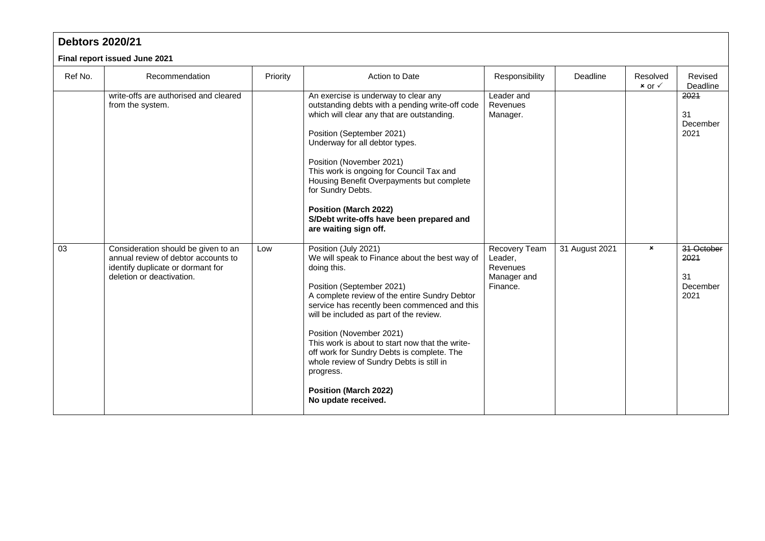## Debtors 2020/21

**Final report issued June 2021**

| Ref No. | Recommendation | Priority | Action to Date | Responsibility | Deadline | Resolved × or ✓ | Revised Deadline |
|---|---|---|---|---|---|---|---|
| | write-offs are authorised and cleared from the system. | | An exercise is underway to clear any outstanding debts with a pending write-off code which will clear any that are outstanding.<br><br>Position (September 2021)<br>Underway for all debtor types.<br><br>Position (November 2021)<br>This work is ongoing for Council Tax and Housing Benefit Overpayments but complete for Sundry Debts.<br><br>**Position (March 2022)**<br>**S/Debt write-offs have been prepared and are waiting sign off.** | Leader and Revenues Manager. | | | ~~2021~~<br><br>31 December 2021 |
| 03 | Consideration should be given to an annual review of debtor accounts to identify duplicate or dormant for deletion or deactivation. | Low | Position (July 2021)<br>We will speak to Finance about the best way of doing this.<br><br>Position (September 2021)<br>A complete review of the entire Sundry Debtor service has recently been commenced and this will be included as part of the review.<br><br>Position (November 2021)<br>This work is about to start now that the write-off work for Sundry Debts is complete. The whole review of Sundry Debts is still in progress.<br><br>**Position (March 2022)**<br>**No update received.** | Recovery Team Leader, Revenues Manager and Finance. | 31 August 2021 | × | ~~31 October 2021~~<br><br>31 December 2021 |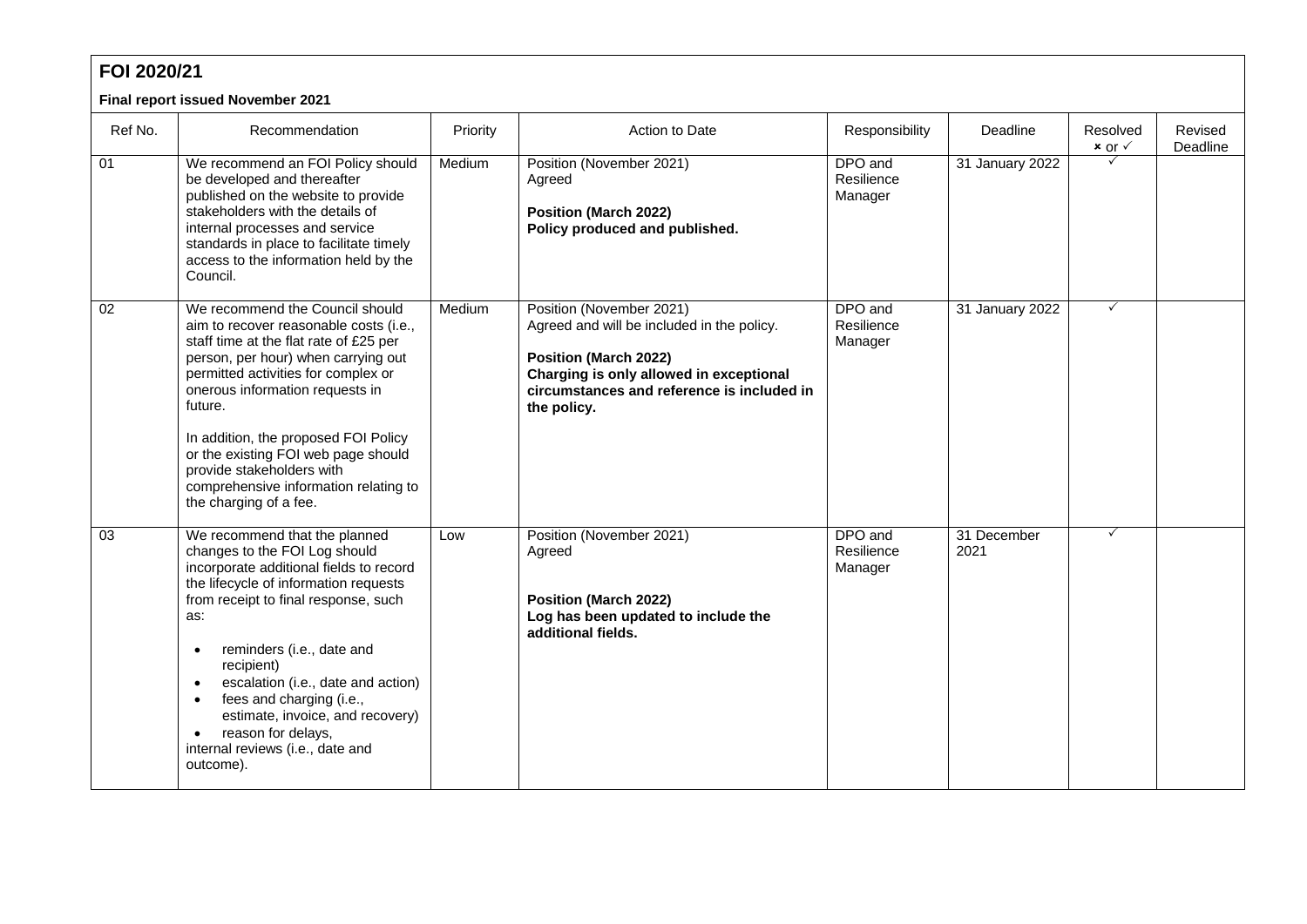## FOI 2020/21

**Final report issued November 2021**

| Ref No. | Recommendation | Priority | Action to Date | Responsibility | Deadline | Resolved × or ✓ | Revised Deadline |
|---|---|---|---|---|---|---|---|
| 01 | We recommend an FOI Policy should be developed and thereafter published on the website to provide stakeholders with the details of internal processes and service standards in place to facilitate timely access to the information held by the Council. | Medium | Position (November 2021)<br>Agreed<br><br>**Position (March 2022)**<br>**Policy produced and published.** | DPO and Resilience Manager | 31 January 2022 | ✓ | |
| 02 | We recommend the Council should aim to recover reasonable costs (i.e., staff time at the flat rate of £25 per person, per hour) when carrying out permitted activities for complex or onerous information requests in future.<br><br>In addition, the proposed FOI Policy or the existing FOI web page should provide stakeholders with comprehensive information relating to the charging of a fee. | Medium | Position (November 2021)<br>Agreed and will be included in the policy.<br><br>**Position (March 2022)**<br>**Charging is only allowed in exceptional circumstances and reference is included in the policy.** | DPO and Resilience Manager | 31 January 2022 | ✓ | |
| 03 | We recommend that the planned changes to the FOI Log should incorporate additional fields to record the lifecycle of information requests from receipt to final response, such as:<br>• reminders (i.e., date and recipient)<br>• escalation (i.e., date and action)<br>• fees and charging (i.e., estimate, invoice, and recovery)<br>• reason for delays,<br>internal reviews (i.e., date and outcome). | Low | Position (November 2021)<br>Agreed<br><br>**Position (March 2022)**<br>**Log has been updated to include the additional fields.** | DPO and Resilience Manager | 31 December 2021 | ✓ | |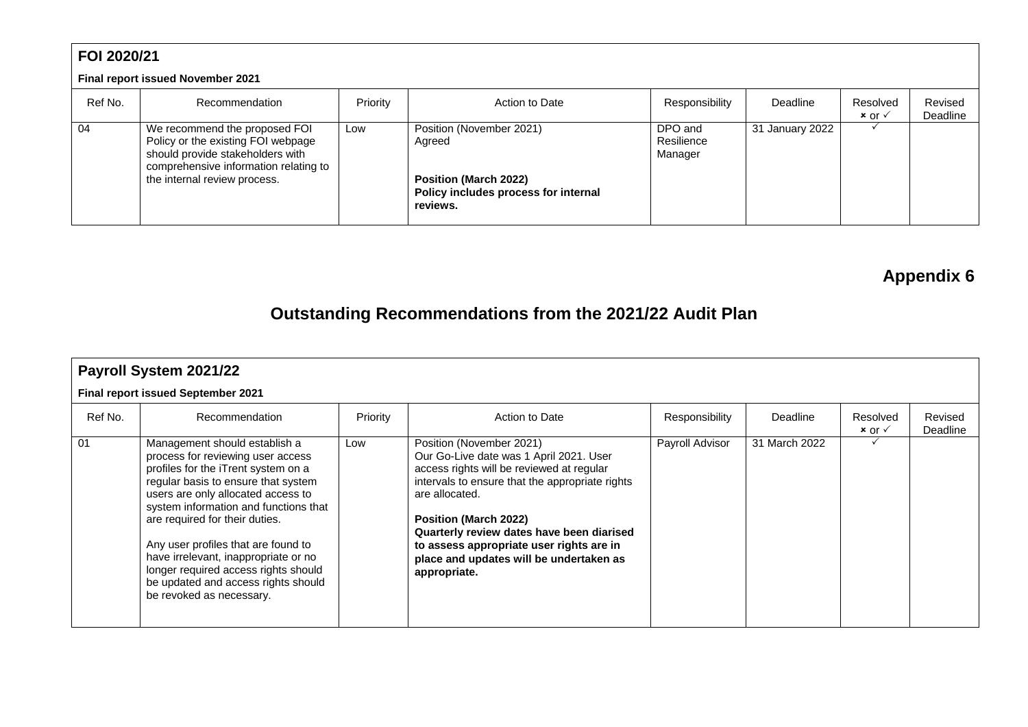**FOI 2020/21**

**Final report issued November 2021**

| Ref No. | Recommendation | Priority | Action to Date | Responsibility | Deadline | Resolved × or ✓ | Revised Deadline |
|---|---|---|---|---|---|---|---|
| 04 | We recommend the proposed FOI Policy or the existing FOI webpage should provide stakeholders with comprehensive information relating to the internal review process. | Low | Position (November 2021)<br>Agreed<br><br>**Position (March 2022)**<br>**Policy includes process for internal reviews.** | DPO and Resilience Manager | 31 January 2022 | ✓ | |

# Appendix 6

## Outstanding Recommendations from the 2021/22 Audit Plan

**Payroll System 2021/22**

**Final report issued September 2021**

| Ref No. | Recommendation | Priority | Action to Date | Responsibility | Deadline | Resolved × or ✓ | Revised Deadline |
|---|---|---|---|---|---|---|---|
| 01 | Management should establish a process for reviewing user access profiles for the iTrent system on a regular basis to ensure that system users are only allocated access to system information and functions that are required for their duties.<br><br>Any user profiles that are found to have irrelevant, inappropriate or no longer required access rights should be updated and access rights should be revoked as necessary. | Low | Position (November 2021)<br>Our Go-Live date was 1 April 2021. User access rights will be reviewed at regular intervals to ensure that the appropriate rights are allocated.<br><br>**Position (March 2022)**<br>**Quarterly review dates have been diarised to assess appropriate user rights are in place and updates will be undertaken as appropriate.** | Payroll Advisor | 31 March 2022 | ✓ | |